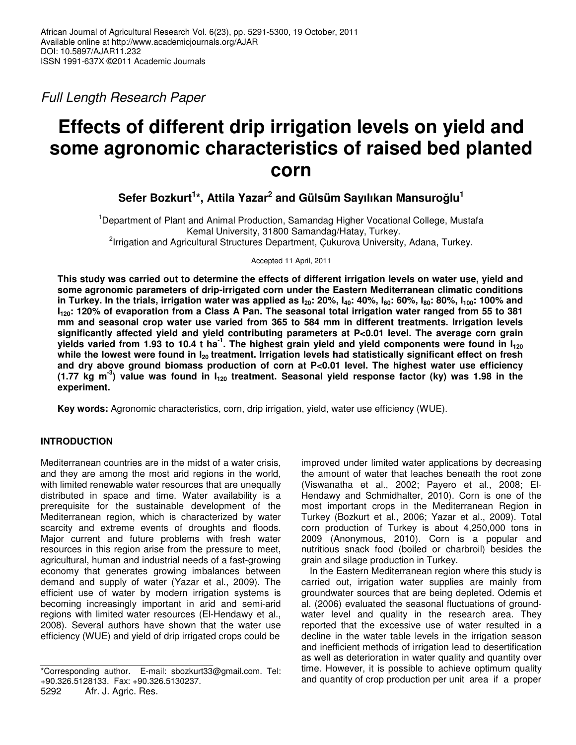*Full Length Research Paper*

# Effects of different drip irrigation levels on yield and some agronomic characteristics of raised bed planted corn

**Sefer Bozkurt[1]\*, Attila Yazar[2] and Gülsüm Sayılıkan Mansuroğlu[1]**

[1]Department of Plant and Animal Production, Samandag Higher Vocational College, Mustafa Kemal University, 31800 Samandag/Hatay, Turkey.
[2]Irrigation and Agricultural Structures Department, Çukurova University, Adana, Turkey.

Accepted 11 April, 2011

**This study was carried out to determine the effects of different irrigation levels on water use, yield and some agronomic parameters of drip-irrigated corn under the Eastern Mediterranean climatic conditions in Turkey. In the trials, irrigation water was applied as $I_{20}$: 20%, $I_{40}$: 40%, $I_{60}$: 60%, $I_{80}$: 80%, $I_{100}$: 100% and $I_{120}$: 120% of evaporation from a Class A Pan. The seasonal total irrigation water ranged from 55 to 381 mm and seasonal crop water use varied from 365 to 584 mm in different treatments. Irrigation levels significantly affected yield and yield contributing parameters at P<0.01 level. The average corn grain yields varied from 1.93 to 10.4 t ha$^{-1}$. The highest grain yield and yield components were found in $I_{120}$ while the lowest were found in $I_{20}$ treatment. Irrigation levels had statistically significant effect on fresh and dry above ground biomass production of corn at P<0.01 level. The highest water use efficiency (1.77 kg m$^{-3}$) value was found in $I_{120}$ treatment. Seasonal yield response factor (ky) was 1.98 in the experiment.**

**Key words:** Agronomic characteristics, corn, drip irrigation, yield, water use efficiency (WUE).

## INTRODUCTION

Mediterranean countries are in the midst of a water crisis, and they are among the most arid regions in the world, with limited renewable water resources that are unequally distributed in space and time. Water availability is a prerequisite for the sustainable development of the Mediterranean region, which is characterized by water scarcity and extreme events of droughts and floods. Major current and future problems with fresh water resources in this region arise from the pressure to meet, agricultural, human and industrial needs of a fast-growing economy that generates growing imbalances between demand and supply of water (Yazar et al., 2009). The efficient use of water by modern irrigation systems is becoming increasingly important in arid and semi-arid regions with limited water resources (El-Hendawy et al., 2008). Several authors have shown that the water use efficiency (WUE) and yield of drip irrigated crops could be improved under limited water applications by decreasing the amount of water that leaches beneath the root zone (Viswanatha et al., 2002; Payero et al., 2008; El-Hendawy and Schmidhalter, 2010). Corn is one of the most important crops in the Mediterranean Region in Turkey (Bozkurt et al., 2006; Yazar et al., 2009). Total corn production of Turkey is about 4,250,000 tons in 2009 (Anonymous, 2010). Corn is a popular and nutritious snack food (boiled or charbroil) besides the grain and silage production in Turkey.

In the Eastern Mediterranean region where this study is carried out, irrigation water supplies are mainly from groundwater sources that are being depleted. Odemis et al. (2006) evaluated the seasonal fluctuations of groundwater level and quality in the research area. They reported that the excessive use of water resulted in a decline in the water table levels in the irrigation season and inefficient methods of irrigation lead to desertification as well as deterioration in water quality and quantity over time. However, it is possible to achieve optimum quality and quantity of crop production per unit area if a proper

\*Corresponding author. E-mail: sbozkurt33@gmail.com. Tel: +90.326.5128133. Fax: +90.326.5130237.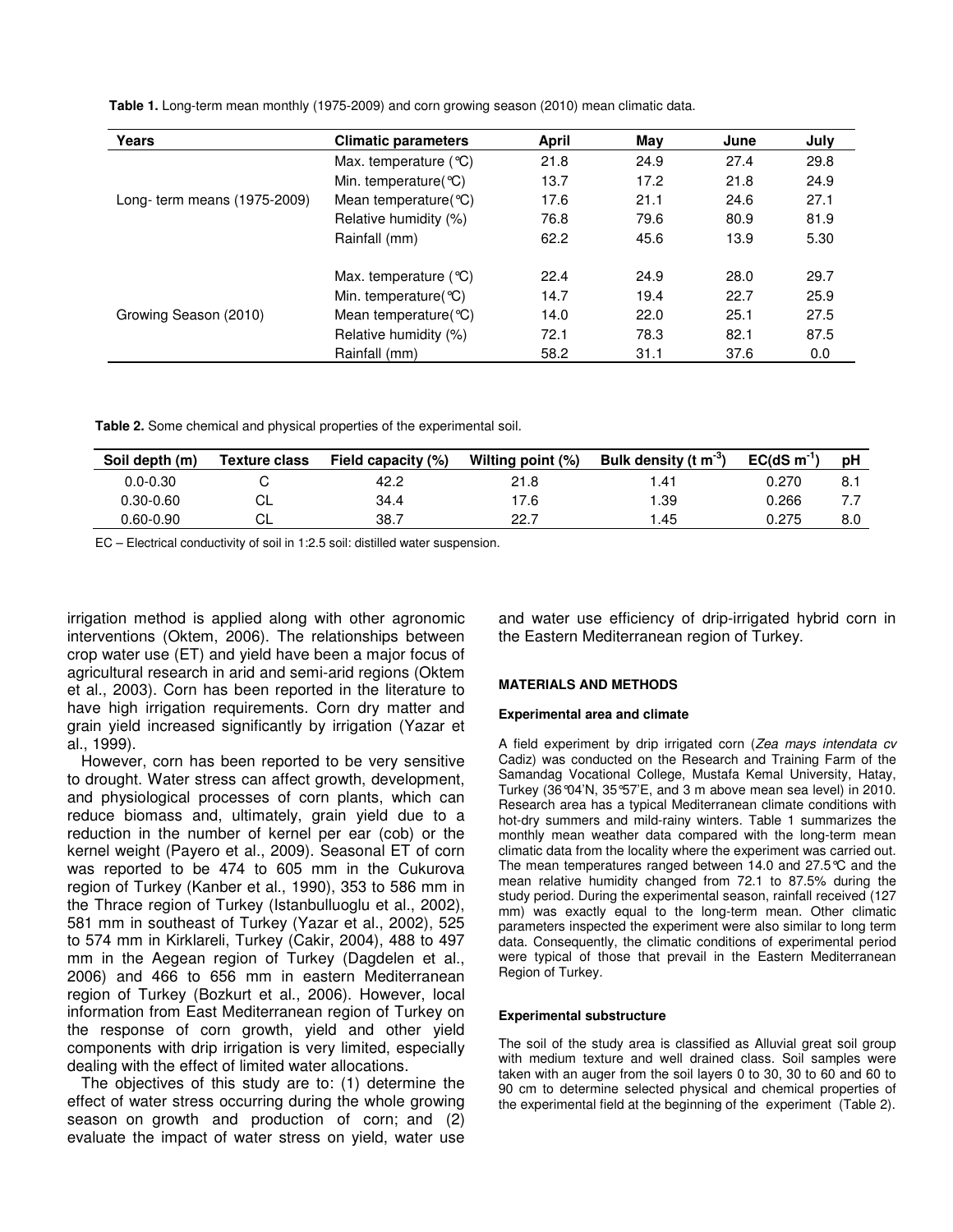**Table 1.** Long-term mean monthly (1975-2009) and corn growing season (2010) mean climatic data.

| Years | Climatic parameters | April | May | June | July |
|---|---|---|---|---|---|
| Long- term means (1975-2009) | Max. temperature (°C) | 21.8 | 24.9 | 27.4 | 29.8 |
| | Min. temperature(°C) | 13.7 | 17.2 | 21.8 | 24.9 |
| | Mean temperature(°C) | 17.6 | 21.1 | 24.6 | 27.1 |
| | Relative humidity (%) | 76.8 | 79.6 | 80.9 | 81.9 |
| | Rainfall (mm) | 62.2 | 45.6 | 13.9 | 5.30 |
| Growing Season (2010) | Max. temperature (°C) | 22.4 | 24.9 | 28.0 | 29.7 |
| | Min. temperature(°C) | 14.7 | 19.4 | 22.7 | 25.9 |
| | Mean temperature(°C) | 14.0 | 22.0 | 25.1 | 27.5 |
| | Relative humidity (%) | 72.1 | 78.3 | 82.1 | 87.5 |
| | Rainfall (mm) | 58.2 | 31.1 | 37.6 | 0.0 |

**Table 2.** Some chemical and physical properties of the experimental soil.

| Soil depth (m) | Texture class | Field capacity (%) | Wilting point (%) | Bulk density (t $m^{-3}$) | EC(dS $m^{-1}$) | pH |
|---|---|---|---|---|---|---|
| 0.0-0.30 | C | 42.2 | 21.8 | 1.41 | 0.270 | 8.1 |
| 0.30-0.60 | CL | 34.4 | 17.6 | 1.39 | 0.266 | 7.7 |
| 0.60-0.90 | CL | 38.7 | 22.7 | 1.45 | 0.275 | 8.0 |

EC – Electrical conductivity of soil in 1:2.5 soil: distilled water suspension.

irrigation method is applied along with other agronomic interventions (Oktem, 2006). The relationships between crop water use (ET) and yield have been a major focus of agricultural research in arid and semi-arid regions (Oktem et al., 2003). Corn has been reported in the literature to have high irrigation requirements. Corn dry matter and grain yield increased significantly by irrigation (Yazar et al., 1999).

However, corn has been reported to be very sensitive to drought. Water stress can affect growth, development, and physiological processes of corn plants, which can reduce biomass and, ultimately, grain yield due to a reduction in the number of kernel per ear (cob) or the kernel weight (Payero et al., 2009). Seasonal ET of corn was reported to be 474 to 605 mm in the Cukurova region of Turkey (Kanber et al., 1990), 353 to 586 mm in the Thrace region of Turkey (Istanbulluoglu et al., 2002), 581 mm in southeast of Turkey (Yazar et al., 2002), 525 to 574 mm in Kirklareli, Turkey (Cakir, 2004), 488 to 497 mm in the Aegean region of Turkey (Dagdelen et al., 2006) and 466 to 656 mm in eastern Mediterranean region of Turkey (Bozkurt et al., 2006). However, local information from East Mediterranean region of Turkey on the response of corn growth, yield and other yield components with drip irrigation is very limited, especially dealing with the effect of limited water allocations.

The objectives of this study are to: (1) determine the effect of water stress occurring during the whole growing season on growth and production of corn; and (2) evaluate the impact of water stress on yield, water use and water use efficiency of drip-irrigated hybrid corn in the Eastern Mediterranean region of Turkey.

## MATERIALS AND METHODS

### Experimental area and climate

A field experiment by drip irrigated corn (*Zea mays intendata cv* Cadiz) was conducted on the Research and Training Farm of the Samandag Vocational College, Mustafa Kemal University, Hatay, Turkey (36°04'N, 35°57'E, and 3 m above mean sea level) in 2010. Research area has a typical Mediterranean climate conditions with hot-dry summers and mild-rainy winters. Table 1 summarizes the monthly mean weather data compared with the long-term mean climatic data from the locality where the experiment was carried out. The mean temperatures ranged between 14.0 and 27.5°C and the mean relative humidity changed from 72.1 to 87.5% during the study period. During the experimental season, rainfall received (127 mm) was exactly equal to the long-term mean. Other climatic parameters inspected the experiment were also similar to long term data. Consequently, the climatic conditions of experimental period were typical of those that prevail in the Eastern Mediterranean Region of Turkey.

### Experimental substructure

The soil of the study area is classified as Alluvial great soil group with medium texture and well drained class. Soil samples were taken with an auger from the soil layers 0 to 30, 30 to 60 and 60 to 90 cm to determine selected physical and chemical properties of the experimental field at the beginning of the experiment (Table 2).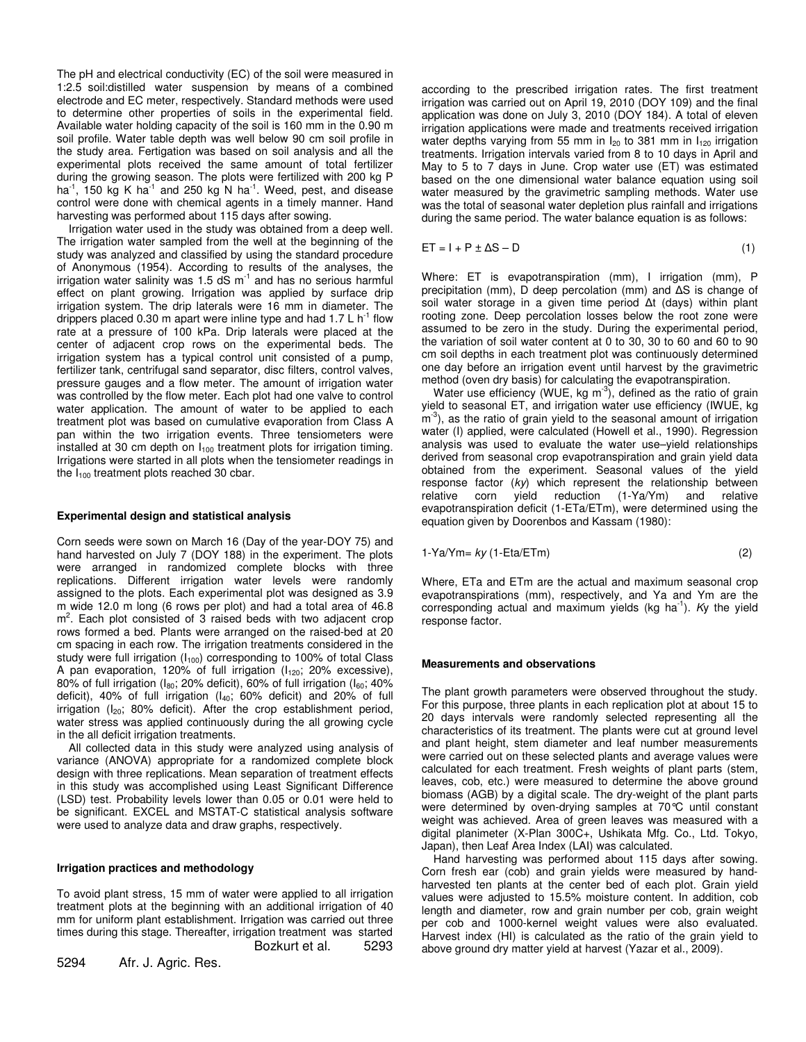The pH and electrical conductivity (EC) of the soil were measured in 1:2.5 soil:distilled water suspension by means of a combined electrode and EC meter, respectively. Standard methods were used to determine other properties of soils in the experimental field. Available water holding capacity of the soil is 160 mm in the 0.90 m soil profile. Water table depth was well below 90 cm soil profile in the study area. Fertigation was based on soil analysis and all the experimental plots received the same amount of total fertilizer during the growing season. The plots were fertilized with 200 kg P $ha^{-1}$, 150 kg K $ha^{-1}$ and 250 kg N $ha^{-1}$. Weed, pest, and disease control were done with chemical agents in a timely manner. Hand harvesting was performed about 115 days after sowing.

Irrigation water used in the study was obtained from a deep well. The irrigation water sampled from the well at the beginning of the study was analyzed and classified by using the standard procedure of Anonymous (1954). According to results of the analyses, the irrigation water salinity was 1.5 dS $m^{-1}$ and has no serious harmful effect on plant growing. Irrigation was applied by surface drip irrigation system. The drip laterals were 16 mm in diameter. The drippers placed 0.30 m apart were inline type and had 1.7 L $h^{-1}$ flow rate at a pressure of 100 kPa. Drip laterals were placed at the center of adjacent crop rows on the experimental beds. The irrigation system has a typical control unit consisted of a pump, fertilizer tank, centrifugal sand separator, disc filters, control valves, pressure gauges and a flow meter. The amount of irrigation water was controlled by the flow meter. Each plot had one valve to control water application. The amount of water to be applied to each treatment plot was based on cumulative evaporation from Class A pan within the two irrigation events. Three tensiometers were installed at 30 cm depth on $I_{100}$ treatment plots for irrigation timing. Irrigations were started in all plots when the tensiometer readings in the $I_{100}$ treatment plots reached 30 cbar.

### Experimental design and statistical analysis

Corn seeds were sown on March 16 (Day of the year-DOY 75) and hand harvested on July 7 (DOY 188) in the experiment. The plots were arranged in randomized complete blocks with three replications. Different irrigation water levels were randomly assigned to the plots. Each experimental plot was designed as 3.9 m wide 12.0 m long (6 rows per plot) and had a total area of 46.8 $m^2$. Each plot consisted of 3 raised beds with two adjacent crop rows formed a bed. Plants were arranged on the raised-bed at 20 cm spacing in each row. The irrigation treatments considered in the study were full irrigation ($I_{100}$) corresponding to 100% of total Class A pan evaporation, 120% of full irrigation ($I_{120}$; 20% excessive), 80% of full irrigation ($I_{80}$; 20% deficit), 60% of full irrigation ($I_{60}$; 40% deficit), 40% of full irrigation ($I_{40}$; 60% deficit) and 20% of full irrigation ($I_{20}$; 80% deficit). After the crop establishment period, water stress was applied continuously during the all growing cycle in the all deficit irrigation treatments.

All collected data in this study were analyzed using analysis of variance (ANOVA) appropriate for a randomized complete block design with three replications. Mean separation of treatment effects in this study was accomplished using Least Significant Difference (LSD) test. Probability levels lower than 0.05 or 0.01 were held to be significant. EXCEL and MSTAT-C statistical analysis software were used to analyze data and draw graphs, respectively.

### Irrigation practices and methodology

To avoid plant stress, 15 mm of water were applied to all irrigation treatment plots at the beginning with an additional irrigation of 40 mm for uniform plant establishment. Irrigation was carried out three times during this stage. Thereafter, irrigation treatment was started according to the prescribed irrigation rates. The first treatment irrigation was carried out on April 19, 2010 (DOY 109) and the final application was done on July 3, 2010 (DOY 184). A total of eleven irrigation applications were made and treatments received irrigation water depths varying from 55 mm in $I_{20}$ to 381 mm in $I_{120}$ irrigation treatments. Irrigation intervals varied from 8 to 10 days in April and May to 5 to 7 days in June. Crop water use (ET) was estimated based on the one dimensional water balance equation using soil water measured by the gravimetric sampling methods. Water use was the total of seasonal water depletion plus rainfall and irrigations during the same period. The water balance equation is as follows:

$$ET = I + P \pm \Delta S - D \tag{1}$$

Where: ET is evapotranspiration (mm), I irrigation (mm), P precipitation (mm), D deep percolation (mm) and ΔS is change of soil water storage in a given time period Δt (days) within plant rooting zone. Deep percolation losses below the root zone were assumed to be zero in the study. During the experimental period, the variation of soil water content at 0 to 30, 30 to 60 and 60 to 90 cm soil depths in each treatment plot was continuously determined one day before an irrigation event until harvest by the gravimetric method (oven dry basis) for calculating the evapotranspiration.

Water use efficiency (WUE, kg $m^{-3}$), defined as the ratio of grain yield to seasonal ET, and irrigation water use efficiency (IWUE, kg $m^{-3}$), as the ratio of grain yield to the seasonal amount of irrigation water (I) applied, were calculated (Howell et al., 1990). Regression analysis was used to evaluate the water use–yield relationships derived from seasonal crop evapotranspiration and grain yield data obtained from the experiment. Seasonal values of the yield response factor (*ky*) which represent the relationship between relative corn yield reduction (1-Ya/Ym) and relative evapotranspiration deficit (1-ETa/ETm), were determined using the equation given by Doorenbos and Kassam (1980):

$$1 - Ya/Ym = ky\,(1 - Eta/ETm) \tag{2}$$

Where, ETa and ETm are the actual and maximum seasonal crop evapotranspirations (mm), respectively, and Ya and Ym are the corresponding actual and maximum yields (kg $ha^{-1}$). *Ky* the yield response factor.

### Measurements and observations

The plant growth parameters were observed throughout the study. For this purpose, three plants in each replication plot at about 15 to 20 days intervals were randomly selected representing all the characteristics of its treatment. The plants were cut at ground level and plant height, stem diameter and leaf number measurements were carried out on these selected plants and average values were calculated for each treatment. Fresh weights of plant parts (stem, leaves, cob, etc.) were measured to determine the above ground biomass (AGB) by a digital scale. The dry-weight of the plant parts were determined by oven-drying samples at 70°C until constant weight was achieved. Area of green leaves was measured with a digital planimeter (X-Plan 300C+, Ushikata Mfg. Co., Ltd. Tokyo, Japan), then Leaf Area Index (LAI) was calculated.

Hand harvesting was performed about 115 days after sowing. Corn fresh ear (cob) and grain yields were measured by hand-harvested ten plants at the center bed of each plot. Grain yield values were adjusted to 15.5% moisture content. In addition, cob length and diameter, row and grain number per cob, grain weight per cob and 1000-kernel weight values were also evaluated. Harvest index (HI) is calculated as the ratio of the grain yield to above ground dry matter yield at harvest (Yazar et al., 2009).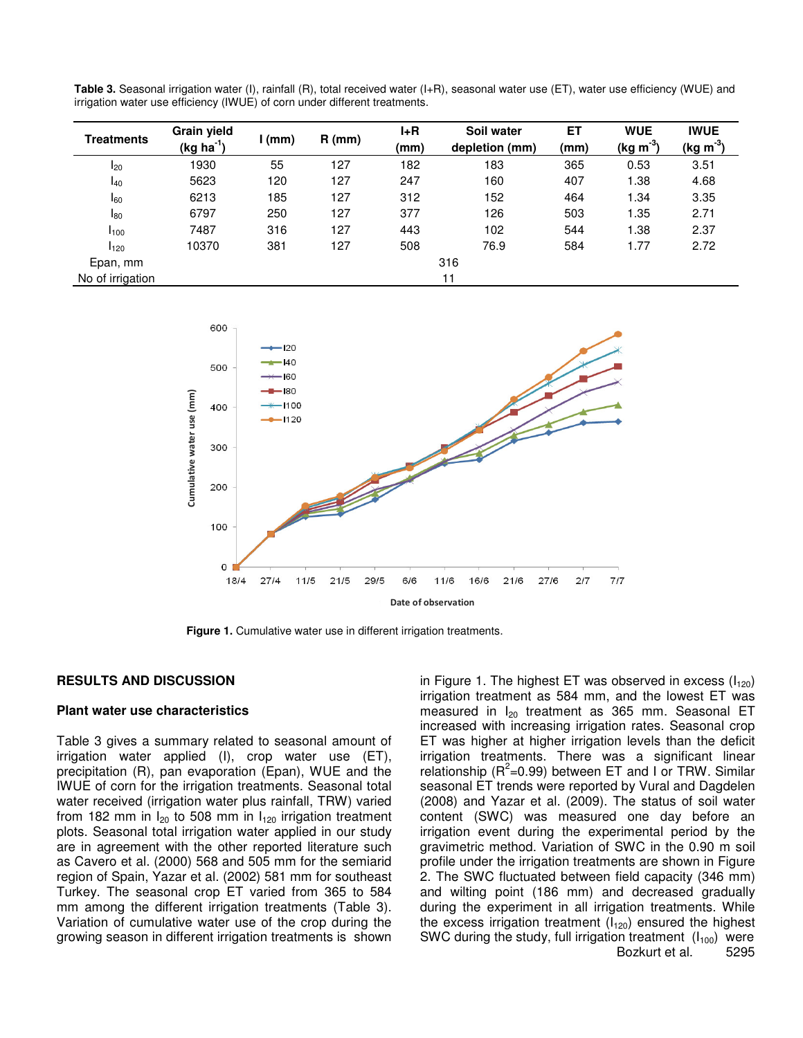**Table 3.** Seasonal irrigation water (I), rainfall (R), total received water (I+R), seasonal water use (ET), water use efficiency (WUE) and irrigation water use efficiency (IWUE) of corn under different treatments.

| Treatments | Grain yield (kg ha$^{-1}$) | I (mm) | R (mm) | I+R (mm) | Soil water depletion (mm) | ET (mm) | WUE (kg m$^{-3}$) | IWUE (kg m$^{-3}$) |
|---|---|---|---|---|---|---|---|---|
| $I_{20}$ | 1930 | 55 | 127 | 182 | 183 | 365 | 0.53 | 3.51 |
| $I_{40}$ | 5623 | 120 | 127 | 247 | 160 | 407 | 1.38 | 4.68 |
| $I_{60}$ | 6213 | 185 | 127 | 312 | 152 | 464 | 1.34 | 3.35 |
| $I_{80}$ | 6797 | 250 | 127 | 377 | 126 | 503 | 1.35 | 2.71 |
| $I_{100}$ | 7487 | 316 | 127 | 443 | 102 | 544 | 1.38 | 2.37 |
| $I_{120}$ | 10370 | 381 | 127 | 508 | 76.9 | 584 | 1.77 | 2.72 |
| Epan, mm | | | | | 316 | | | |
| No of irrigation | | | | | 11 | | | |

**Figure 1.** Cumulative water use in different irrigation treatments.

## RESULTS AND DISCUSSION

### Plant water use characteristics

Table 3 gives a summary related to seasonal amount of irrigation water applied (I), crop water use (ET), precipitation (R), pan evaporation (Epan), WUE and the IWUE of corn for the irrigation treatments. Seasonal total water received (irrigation water plus rainfall, TRW) varied from 182 mm in $I_{20}$ to 508 mm in $I_{120}$ irrigation treatment plots. Seasonal total irrigation water applied in our study are in agreement with the other reported literature such as Cavero et al. (2000) 568 and 505 mm for the semiarid region of Spain, Yazar et al. (2002) 581 mm for southeast Turkey. The seasonal crop ET varied from 365 to 584 mm among the different irrigation treatments (Table 3). Variation of cumulative water use of the crop during the growing season in different irrigation treatments is shown in Figure 1. The highest ET was observed in excess ($I_{120}$) irrigation treatment as 584 mm, and the lowest ET was measured in $I_{20}$ treatment as 365 mm. Seasonal ET increased with increasing irrigation rates. Seasonal crop ET was higher at higher irrigation levels than the deficit irrigation treatments. There was a significant linear relationship ($R^2$=0.99) between ET and I or TRW. Similar seasonal ET trends were reported by Vural and Dagdelen (2008) and Yazar et al. (2009). The status of soil water content (SWC) was measured one day before an irrigation event during the experimental period by the gravimetric method. Variation of SWC in the 0.90 m soil profile under the irrigation treatments are shown in Figure 2. The SWC fluctuated between field capacity (346 mm) and wilting point (186 mm) and decreased gradually during the experiment in all irrigation treatments. While the excess irrigation treatment ($I_{120}$) ensured the highest SWC during the study, full irrigation treatment ($I_{100}$) were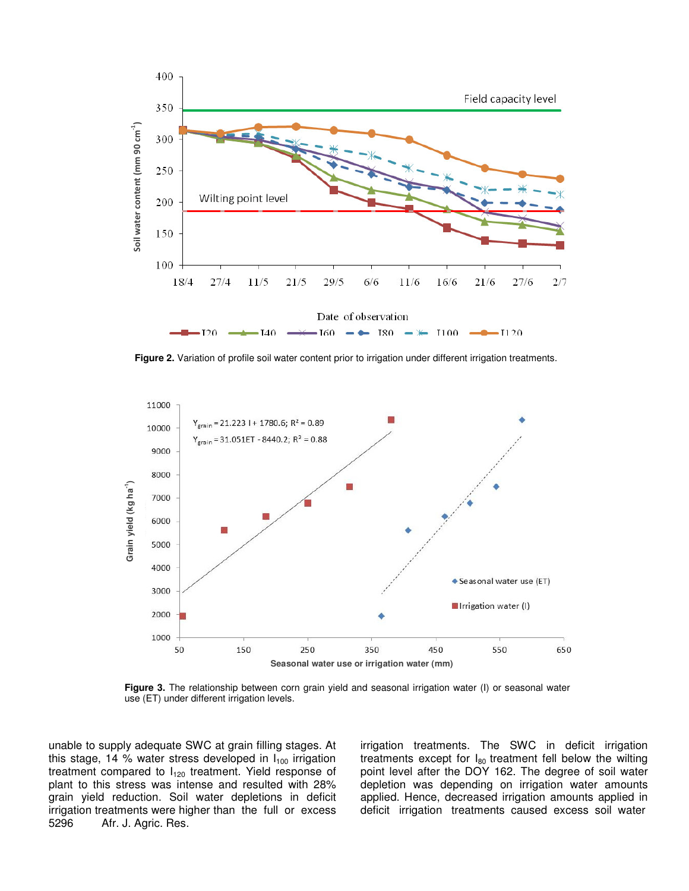**Figure 2.** Variation of profile soil water content prior to irrigation under different irrigation treatments.

**Figure 3.** The relationship between corn grain yield and seasonal irrigation water (I) or seasonal water use (ET) under different irrigation levels.

unable to supply adequate SWC at grain filling stages. At this stage, 14 % water stress developed in $I_{100}$ irrigation treatment compared to $I_{120}$ treatment. Yield response of plant to this stress was intense and resulted with 28% grain yield reduction. Soil water depletions in deficit irrigation treatments were higher than the full or excess irrigation treatments. The SWC in deficit irrigation treatments except for $I_{80}$ treatment fell below the wilting point level after the DOY 162. The degree of soil water depletion was depending on irrigation water amounts applied. Hence, decreased irrigation amounts applied in deficit irrigation treatments caused excess soil water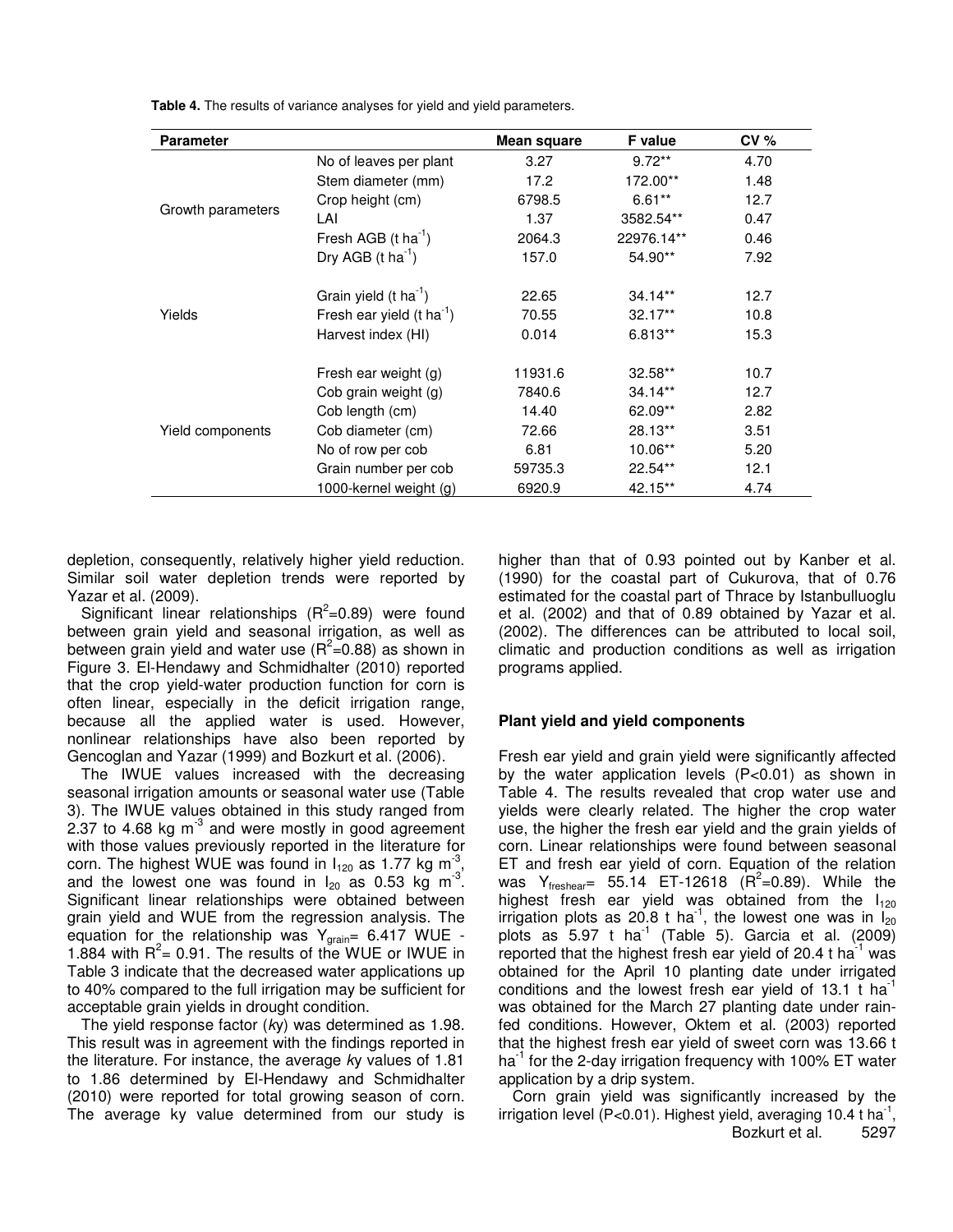**Table 4.** The results of variance analyses for yield and yield parameters.

| Parameter | | Mean square | F value | CV % |
|---|---|---|---|---|
| Growth parameters | No of leaves per plant | 3.27 | 9.72** | 4.70 |
| | Stem diameter (mm) | 17.2 | 172.00** | 1.48 |
| | Crop height (cm) | 6798.5 | 6.61** | 12.7 |
| | LAI | 1.37 | 3582.54** | 0.47 |
| | Fresh AGB (t ha$^{-1}$) | 2064.3 | 22976.14** | 0.46 |
| | Dry AGB (t ha$^{-1}$) | 157.0 | 54.90** | 7.92 |
| Yields | Grain yield (t ha$^{-1}$) | 22.65 | 34.14** | 12.7 |
| | Fresh ear yield (t ha$^{-1}$) | 70.55 | 32.17** | 10.8 |
| | Harvest index (HI) | 0.014 | 6.813** | 15.3 |
| Yield components | Fresh ear weight (g) | 11931.6 | 32.58** | 10.7 |
| | Cob grain weight (g) | 7840.6 | 34.14** | 12.7 |
| | Cob length (cm) | 14.40 | 62.09** | 2.82 |
| | Cob diameter (cm) | 72.66 | 28.13** | 3.51 |
| | No of row per cob | 6.81 | 10.06** | 5.20 |
| | Grain number per cob | 59735.3 | 22.54** | 12.1 |
| | 1000-kernel weight (g) | 6920.9 | 42.15** | 4.74 |

depletion, consequently, relatively higher yield reduction. Similar soil water depletion trends were reported by Yazar et al. (2009).

Significant linear relationships ($R^2$=0.89) were found between grain yield and seasonal irrigation, as well as between grain yield and water use ($R^2$=0.88) as shown in Figure 3. El-Hendawy and Schmidhalter (2010) reported that the crop yield-water production function for corn is often linear, especially in the deficit irrigation range, because all the applied water is used. However, nonlinear relationships have also been reported by Gencoglan and Yazar (1999) and Bozkurt et al. (2006).

The IWUE values increased with the decreasing seasonal irrigation amounts or seasonal water use (Table 3). The IWUE values obtained in this study ranged from 2.37 to 4.68 kg m$^{-3}$ and were mostly in good agreement with those values previously reported in the literature for corn. The highest WUE was found in $I_{120}$ as 1.77 kg m$^{-3}$, and the lowest one was found in $I_{20}$ as 0.53 kg m$^{-3}$. Significant linear relationships were obtained between grain yield and WUE from the regression analysis. The equation for the relationship was $Y_{grain}$= 6.417 WUE - 1.884 with $R^2$= 0.91. The results of the WUE or IWUE in Table 3 indicate that the decreased water applications up to 40% compared to the full irrigation may be sufficient for acceptable grain yields in drought condition.

The yield response factor (*ky*) was determined as 1.98. This result was in agreement with the findings reported in the literature. For instance, the average *ky* values of 1.81 to 1.86 determined by El-Hendawy and Schmidhalter (2010) were reported for total growing season of corn. The average ky value determined from our study is higher than that of 0.93 pointed out by Kanber et al. (1990) for the coastal part of Cukurova, that of 0.76 estimated for the coastal part of Thrace by Istanbulluoglu et al. (2002) and that of 0.89 obtained by Yazar et al. (2002). The differences can be attributed to local soil, climatic and production conditions as well as irrigation programs applied.

## Plant yield and yield components

Fresh ear yield and grain yield were significantly affected by the water application levels (P<0.01) as shown in Table 4. The results revealed that crop water use and yields were clearly related. The higher the crop water use, the higher the fresh ear yield and the grain yields of corn. Linear relationships were found between seasonal ET and fresh ear yield of corn. Equation of the relation was $Y_{freshear}$= 55.14 ET-12618 ($R^2$=0.89). While the highest fresh ear yield was obtained from the $I_{120}$ irrigation plots as 20.8 t ha$^{-1}$, the lowest one was in $I_{20}$ plots as 5.97 t ha$^{-1}$ (Table 5). Garcia et al. (2009) reported that the highest fresh ear yield of 20.4 t ha$^{-1}$ was obtained for the April 10 planting date under irrigated conditions and the lowest fresh ear yield of 13.1 t ha$^{-1}$ was obtained for the March 27 planting date under rain-fed conditions. However, Oktem et al. (2003) reported that the highest fresh ear yield of sweet corn was 13.66 t ha$^{-1}$ for the 2-day irrigation frequency with 100% ET water application by a drip system.

Corn grain yield was significantly increased by the irrigation level (P<0.01). Highest yield, averaging 10.4 t ha$^{-1}$,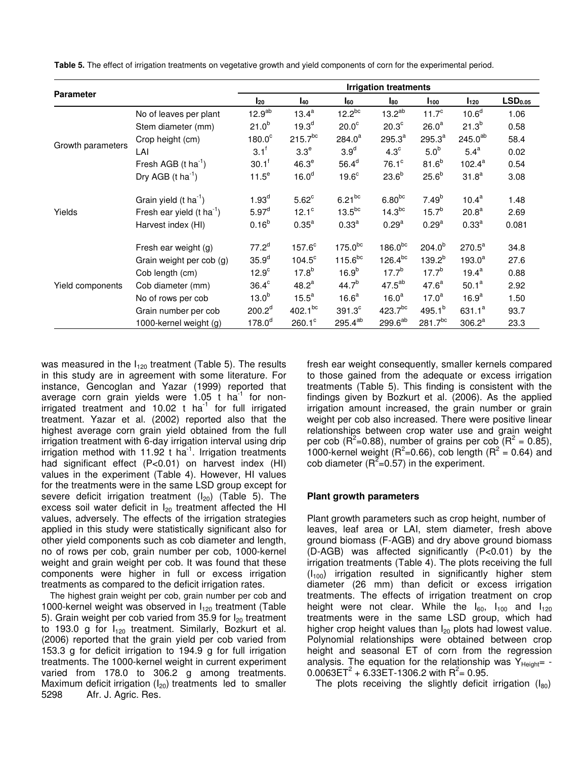**Table 5.** The effect of irrigation treatments on vegetative growth and yield components of corn for the experimental period.

| Parameter | | Irrigation treatments | | | | | | |
|---|---|---|---|---|---|---|---|---|
| | | $I_{20}$ | $I_{40}$ | $I_{60}$ | $I_{80}$ | $I_{100}$ | $I_{120}$ | $LSD_{0.05}$ |
| Growth parameters | No of leaves per plant | $12.9^{ab}$ | $13.4^{a}$ | $12.2^{bc}$ | $13.2^{ab}$ | $11.7^{c}$ | $10.6^{d}$ | 1.06 |
| | Stem diameter (mm) | $21.0^{b}$ | $19.3^{d}$ | $20.0^{c}$ | $20.3^{c}$ | $26.0^{a}$ | $21.3^{b}$ | 0.58 |
| | Crop height (cm) | $180.0^{c}$ | $215.7^{bc}$ | $284.0^{a}$ | $295.3^{a}$ | $295.3^{a}$ | $245.0^{ab}$ | 58.4 |
| | LAI | $3.1^{f}$ | $3.3^{e}$ | $3.9^{d}$ | $4.3^{c}$ | $5.0^{b}$ | $5.4^{a}$ | 0.02 |
| | Fresh AGB (t $ha^{-1}$) | $30.1^{f}$ | $46.3^{e}$ | $56.4^{d}$ | $76.1^{c}$ | $81.6^{b}$ | $102.4^{a}$ | 0.54 |
| | Dry AGB (t $ha^{-1}$) | $11.5^{e}$ | $16.0^{d}$ | $19.6^{c}$ | $23.6^{b}$ | $25.6^{b}$ | $31.8^{a}$ | 3.08 |
| Yields | Grain yield (t $ha^{-1}$) | $1.93^{d}$ | $5.62^{c}$ | $6.21^{bc}$ | $6.80^{bc}$ | $7.49^{b}$ | $10.4^{a}$ | 1.48 |
| | Fresh ear yield (t $ha^{-1}$) | $5.97^{d}$ | $12.1^{c}$ | $13.5^{bc}$ | $14.3^{bc}$ | $15.7^{b}$ | $20.8^{a}$ | 2.69 |
| | Harvest index (HI) | $0.16^{b}$ | $0.35^{a}$ | $0.33^{a}$ | $0.29^{a}$ | $0.29^{a}$ | $0.33^{a}$ | 0.081 |
| Yield components | Fresh ear weight (g) | $77.2^{d}$ | $157.6^{c}$ | $175.0^{bc}$ | $186.0^{bc}$ | $204.0^{b}$ | $270.5^{a}$ | 34.8 |
| | Grain weight per cob (g) | $35.9^{d}$ | $104.5^{c}$ | $115.6^{bc}$ | $126.4^{bc}$ | $139.2^{b}$ | $193.0^{a}$ | 27.6 |
| | Cob length (cm) | $12.9^{c}$ | $17.8^{b}$ | $16.9^{b}$ | $17.7^{b}$ | $17.7^{b}$ | $19.4^{a}$ | 0.88 |
| | Cob diameter (mm) | $36.4^{c}$ | $48.2^{a}$ | $44.7^{b}$ | $47.5^{ab}$ | $47.6^{a}$ | $50.1^{a}$ | 2.92 |
| | No of rows per cob | $13.0^{b}$ | $15.5^{a}$ | $16.6^{a}$ | $16.0^{a}$ | $17.0^{a}$ | $16.9^{a}$ | 1.50 |
| | Grain number per cob | $200.2^{d}$ | $402.1^{bc}$ | $391.3^{c}$ | $423.7^{bc}$ | $495.1^{b}$ | $631.1^{a}$ | 93.7 |
| | 1000-kernel weight (g) | $178.0^{d}$ | $260.1^{c}$ | $295.4^{ab}$ | $299.6^{ab}$ | $281.7^{bc}$ | $306.2^{a}$ | 23.3 |

was measured in the $I_{120}$ treatment (Table 5). The results in this study are in agreement with some literature. For instance, Gencoglan and Yazar (1999) reported that average corn grain yields were 1.05 t $ha^{-1}$ for non-irrigated treatment and 10.02 t $ha^{-1}$ for full irrigated treatment. Yazar et al. (2002) reported also that the highest average corn grain yield obtained from the full irrigation treatment with 6-day irrigation interval using drip irrigation method with 11.92 t $ha^{-1}$. Irrigation treatments had significant effect ($P<0.01$) on harvest index (HI) values in the experiment (Table 4). However, HI values for the treatments were in the same LSD group except for severe deficit irrigation treatment ($I_{20}$) (Table 5). The excess soil water deficit in $I_{20}$ treatment affected the HI values, adversely. The effects of the irrigation strategies applied in this study were statistically significant also for other yield components such as cob diameter and length, no of rows per cob, grain number per cob, 1000-kernel weight and grain weight per cob. It was found that these components were higher in full or excess irrigation treatments as compared to the deficit irrigation rates.

The highest grain weight per cob, grain number per cob and 1000-kernel weight was observed in $I_{120}$ treatment (Table 5). Grain weight per cob varied from 35.9 for $I_{20}$ treatment to 193.0 g for $I_{120}$ treatment. Similarly, Bozkurt et al. (2006) reported that the grain yield per cob varied from 153.3 g for deficit irrigation to 194.9 g for full irrigation treatments. The 1000-kernel weight in current experiment varied from 178.0 to 306.2 g among treatments. Maximum deficit irrigation ($I_{20}$) treatments led to smaller fresh ear weight consequently, smaller kernels compared to those gained from the adequate or excess irrigation treatments (Table 5). This finding is consistent with the findings given by Bozkurt et al. (2006). As the applied irrigation amount increased, the grain number or grain weight per cob also increased. There were positive linear relationships between crop water use and grain weight per cob ($R^2$=0.88), number of grains per cob ($R^2$ = 0.85), 1000-kernel weight ($R^2$=0.66), cob length ($R^2$ = 0.64) and cob diameter ($R^2$=0.57) in the experiment.

## Plant growth parameters

Plant growth parameters such as crop height, number of leaves, leaf area or LAI, stem diameter, fresh above ground biomass (F-AGB) and dry above ground biomass (D-AGB) was affected significantly ($P<0.01$) by the irrigation treatments (Table 4). The plots receiving the full ($I_{100}$) irrigation resulted in significantly higher stem diameter (26 mm) than deficit or excess irrigation treatments. The effects of irrigation treatment on crop height were not clear. While the $I_{60}$, $I_{100}$ and $I_{120}$ treatments were in the same LSD group, which had higher crop height values than $I_{20}$ plots had lowest value. Polynomial relationships were obtained between crop height and seasonal ET of corn from the regression analysis. The equation for the relationship was $Y_{Height}= -0.0063ET^2 + 6.33ET-1306.2$ with $R^2$= 0.95.

The plots receiving the slightly deficit irrigation ($I_{80}$)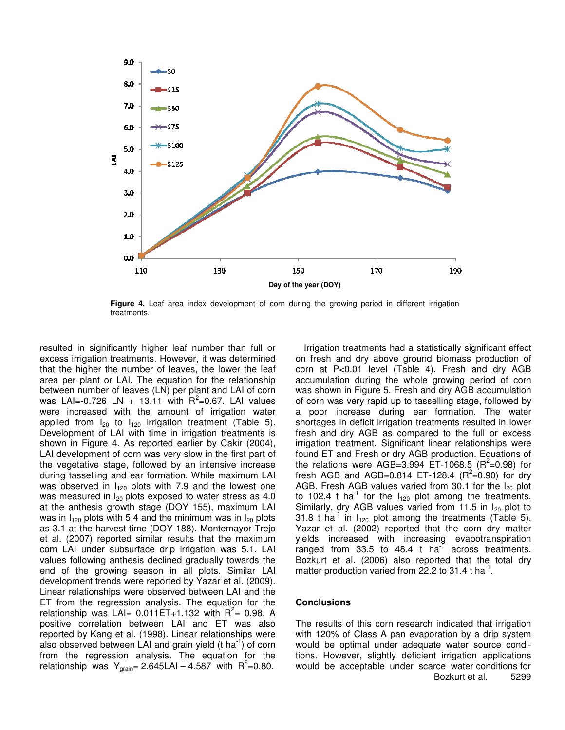Figure 4. Leaf area index development of corn during the growing period in different irrigation treatments.

resulted in significantly higher leaf number than full or excess irrigation treatments. However, it was determined that the higher the number of leaves, the lower the leaf area per plant or LAI. The equation for the relationship between number of leaves (LN) per plant and LAI of corn was LAI=-0.726 LN + 13.11 with $R^2$=0.67. LAI values were increased with the amount of irrigation water applied from $I_{20}$ to $I_{120}$ irrigation treatment (Table 5). Development of LAI with time in irrigation treatments is shown in Figure 4. As reported earlier by Cakir (2004), LAI development of corn was very slow in the first part of the vegetative stage, followed by an intensive increase during tasselling and ear formation. While maximum LAI was observed in $I_{120}$ plots with 7.9 and the lowest one was measured in $I_{20}$ plots exposed to water stress as 4.0 at the anthesis growth stage (DOY 155), maximum LAI was in $I_{120}$ plots with 5.4 and the minimum was in $I_{20}$ plots as 3.1 at the harvest time (DOY 188). Montemayor-Trejo et al. (2007) reported similar results that the maximum corn LAI under subsurface drip irrigation was 5.1. LAI values following anthesis declined gradually towards the end of the growing season in all plots. Similar LAI development trends were reported by Yazar et al. (2009). Linear relationships were observed between LAI and the ET from the regression analysis. The equation for the relationship was LAI= 0.011ET+1.132 with $R^2$= 0.98. A positive correlation between LAI and ET was also reported by Kang et al. (1998). Linear relationships were also observed between LAI and grain yield (t $ha^{-1}$) of corn from the regression analysis. The equation for the relationship was $Y_{grain}$= 2.645LAI – 4.587 with $R^2$=0.80.

Irrigation treatments had a statistically significant effect on fresh and dry above ground biomass production of corn at P<0.01 level (Table 4). Fresh and dry AGB accumulation during the whole growing period of corn was shown in Figure 5. Fresh and dry AGB accumulation of corn was very rapid up to tasselling stage, followed by a poor increase during ear formation. The water shortages in deficit irrigation treatments resulted in lower fresh and dry AGB as compared to the full or excess irrigation treatment. Significant linear relationships were found ET and Fresh or dry AGB production. Equations of the relations were AGB=3.994 ET-1068.5 ($R^2$=0.98) for fresh AGB and AGB=0.814 ET-128.4 ($R^2$=0.90) for dry AGB. Fresh AGB values varied from 30.1 for the $I_{20}$ plot to 102.4 t $ha^{-1}$ for the $I_{120}$ plot among the treatments. Similarly, dry AGB values varied from 11.5 in $I_{20}$ plot to 31.8 t $ha^{-1}$ in $I_{120}$ plot among the treatments (Table 5). Yazar et al. (2002) reported that the corn dry matter yields increased with increasing evapotranspiration ranged from 33.5 to 48.4 t $ha^{-1}$ across treatments. Bozkurt et al. (2006) also reported that the total dry matter production varied from 22.2 to 31.4 t $ha^{-1}$.

## Conclusions

The results of this corn research indicated that irrigation with 120% of Class A pan evaporation by a drip system would be optimal under adequate water source conditions. However, slightly deficient irrigation applications would be acceptable under scarce water conditions for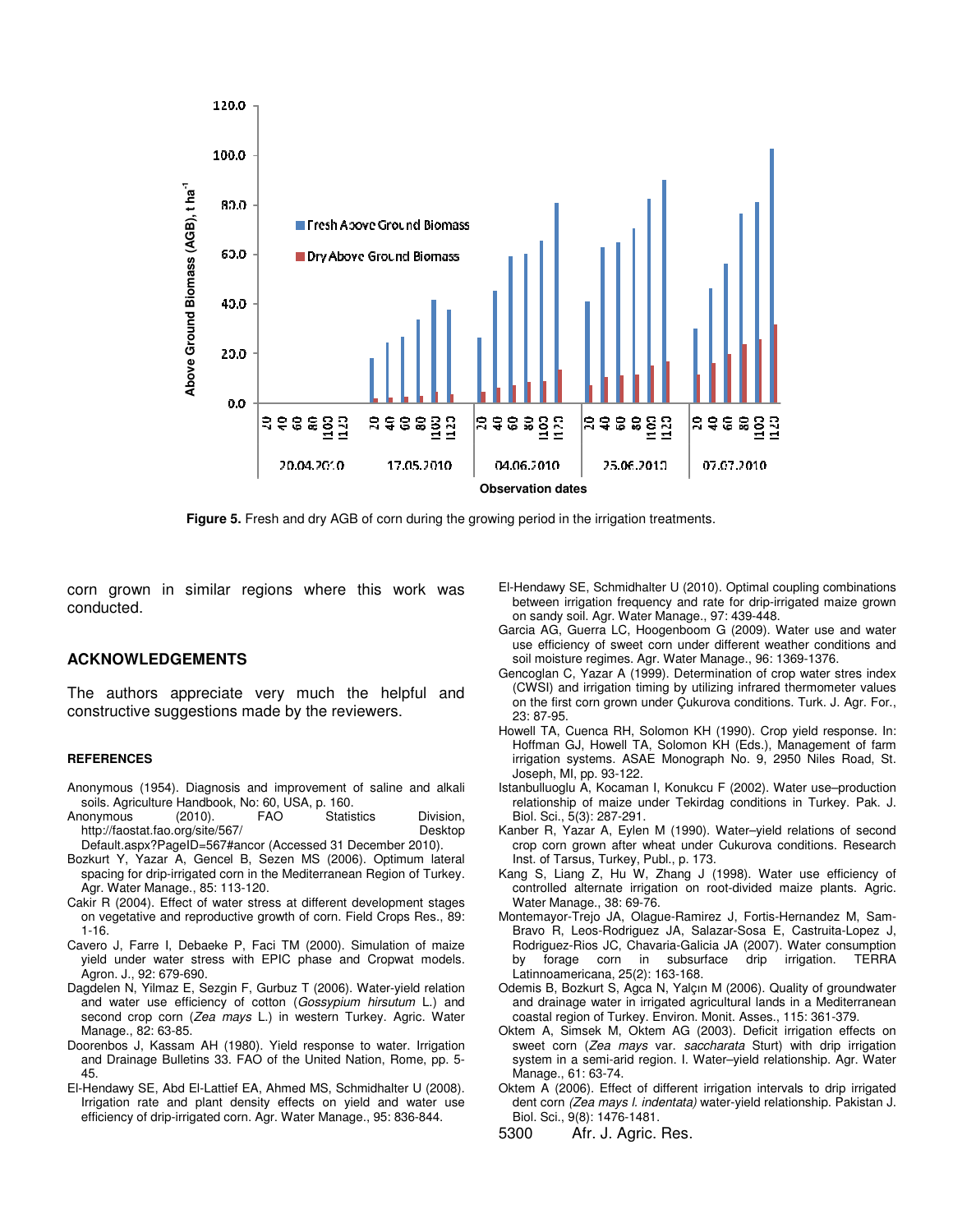**Figure 5.** Fresh and dry AGB of corn during the growing period in the irrigation treatments.

corn grown in similar regions where this work was conducted.

## ACKNOWLEDGEMENTS

The authors appreciate very much the helpful and constructive suggestions made by the reviewers.

### REFERENCES

Anonymous (1954). Diagnosis and improvement of saline and alkali soils. Agriculture Handbook, No: 60, USA, p. 160.

Anonymous (2010). FAO Statistics Division, http://faostat.fao.org/site/567/ Desktop Default.aspx?PageID=567#ancor (Accessed 31 December 2010).

Bozkurt Y, Yazar A, Gencel B, Sezen MS (2006). Optimum lateral spacing for drip-irrigated corn in the Mediterranean Region of Turkey. Agr. Water Manage., 85: 113-120.

Cakir R (2004). Effect of water stress at different development stages on vegetative and reproductive growth of corn. Field Crops Res., 89: 1-16.

Cavero J, Farre I, Debaeke P, Faci TM (2000). Simulation of maize yield under water stress with EPIC phase and Cropwat models. Agron. J., 92: 679-690.

Dagdelen N, Yilmaz E, Sezgin F, Gurbuz T (2006). Water-yield relation and water use efficiency of cotton (*Gossypium hirsutum* L.) and second crop corn (*Zea mays* L.) in western Turkey. Agric. Water Manage., 82: 63-85.

Doorenbos J, Kassam AH (1980). Yield response to water. Irrigation and Drainage Bulletins 33. FAO of the United Nation, Rome, pp. 5-45.

El-Hendawy SE, Abd El-Lattief EA, Ahmed MS, Schmidhalter U (2008). Irrigation rate and plant density effects on yield and water use efficiency of drip-irrigated corn. Agr. Water Manage., 95: 836-844.

El-Hendawy SE, Schmidhalter U (2010). Optimal coupling combinations between irrigation frequency and rate for drip-irrigated maize grown on sandy soil. Agr. Water Manage., 97: 439-448.

Garcia AG, Guerra LC, Hoogenboom G (2009). Water use and water use efficiency of sweet corn under different weather conditions and soil moisture regimes. Agr. Water Manage., 96: 1369-1376.

Gencoglan C, Yazar A (1999). Determination of crop water stres index (CWSI) and irrigation timing by utilizing infrared thermometer values on the first corn grown under Çukurova conditions. Turk. J. Agr. For., 23: 87-95.

Howell TA, Cuenca RH, Solomon KH (1990). Crop yield response. In: Hoffman GJ, Howell TA, Solomon KH (Eds.), Management of farm irrigation systems. ASAE Monograph No. 9, 2950 Niles Road, St. Joseph, MI, pp. 93-122.

Istanbulluoglu A, Kocaman I, Konukcu F (2002). Water use–production relationship of maize under Tekirdag conditions in Turkey. Pak. J. Biol. Sci., 5(3): 287-291.

Kanber R, Yazar A, Eylen M (1990). Water–yield relations of second crop corn grown after wheat under Cukurova conditions. Research Inst. of Tarsus, Turkey, Publ., p. 173.

Kang S, Liang Z, Hu W, Zhang J (1998). Water use efficiency of controlled alternate irrigation on root-divided maize plants. Agric. Water Manage., 38: 69-76.

Montemayor-Trejo JA, Olague-Ramirez J, Fortis-Hernandez M, Sam-Bravo R, Leos-Rodriguez JA, Salazar-Sosa E, Castruita-Lopez J, Rodriguez-Rios JC, Chavaria-Galicia JA (2007). Water consumption by forage corn in subsurface drip irrigation. TERRA Latinnoamericana, 25(2): 163-168.

Odemis B, Bozkurt S, Agca N, Yalçın M (2006). Quality of groundwater and drainage water in irrigated agricultural lands in a Mediterranean coastal region of Turkey. Environ. Monit. Asses., 115: 361-379.

Oktem A, Simsek M, Oktem AG (2003). Deficit irrigation effects on sweet corn (*Zea mays* var. *saccharata* Sturt) with drip irrigation system in a semi-arid region. I. Water–yield relationship. Agr. Water Manage., 61: 63-74.

Oktem A (2006). Effect of different irrigation intervals to drip irrigated dent corn *(Zea mays l. indentata)* water-yield relationship. Pakistan J. Biol. Sci., 9(8): 1476-1481.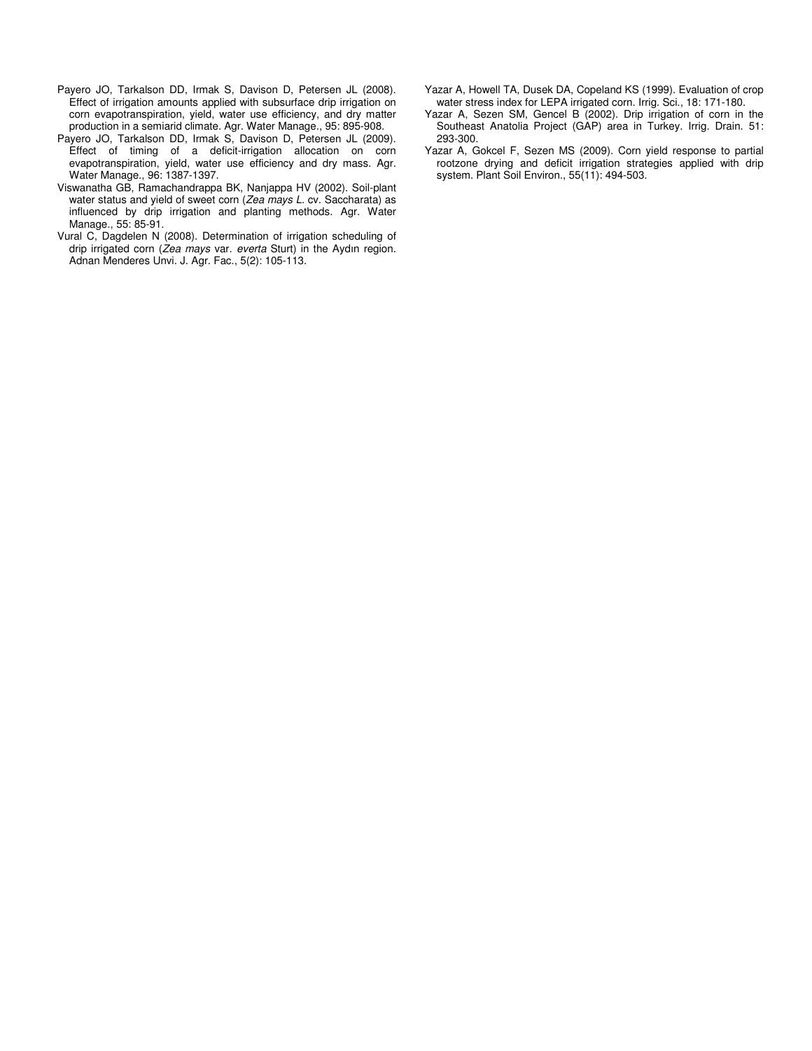Payero JO, Tarkalson DD, Irmak S, Davison D, Petersen JL (2008). Effect of irrigation amounts applied with subsurface drip irrigation on corn evapotranspiration, yield, water use efficiency, and dry matter production in a semiarid climate. Agr. Water Manage., 95: 895-908.

Payero JO, Tarkalson DD, Irmak S, Davison D, Petersen JL (2009). Effect of timing of a deficit-irrigation allocation on corn evapotranspiration, yield, water use efficiency and dry mass. Agr. Water Manage., 96: 1387-1397.

Viswanatha GB, Ramachandrappa BK, Nanjappa HV (2002). Soil-plant water status and yield of sweet corn (*Zea mays L.* cv. Saccharata) as influenced by drip irrigation and planting methods. Agr. Water Manage., 55: 85-91.

Vural C, Dagdelen N (2008). Determination of irrigation scheduling of drip irrigated corn (*Zea mays* var. *everta* Sturt) in the Aydın region. Adnan Menderes Unvi. J. Agr. Fac., 5(2): 105-113.

Yazar A, Howell TA, Dusek DA, Copeland KS (1999). Evaluation of crop water stress index for LEPA irrigated corn. Irrig. Sci., 18: 171-180.

Yazar A, Sezen SM, Gencel B (2002). Drip irrigation of corn in the Southeast Anatolia Project (GAP) area in Turkey. Irrig. Drain. 51: 293-300.

Yazar A, Gokcel F, Sezen MS (2009). Corn yield response to partial rootzone drying and deficit irrigation strategies applied with drip system. Plant Soil Environ., 55(11): 494-503.